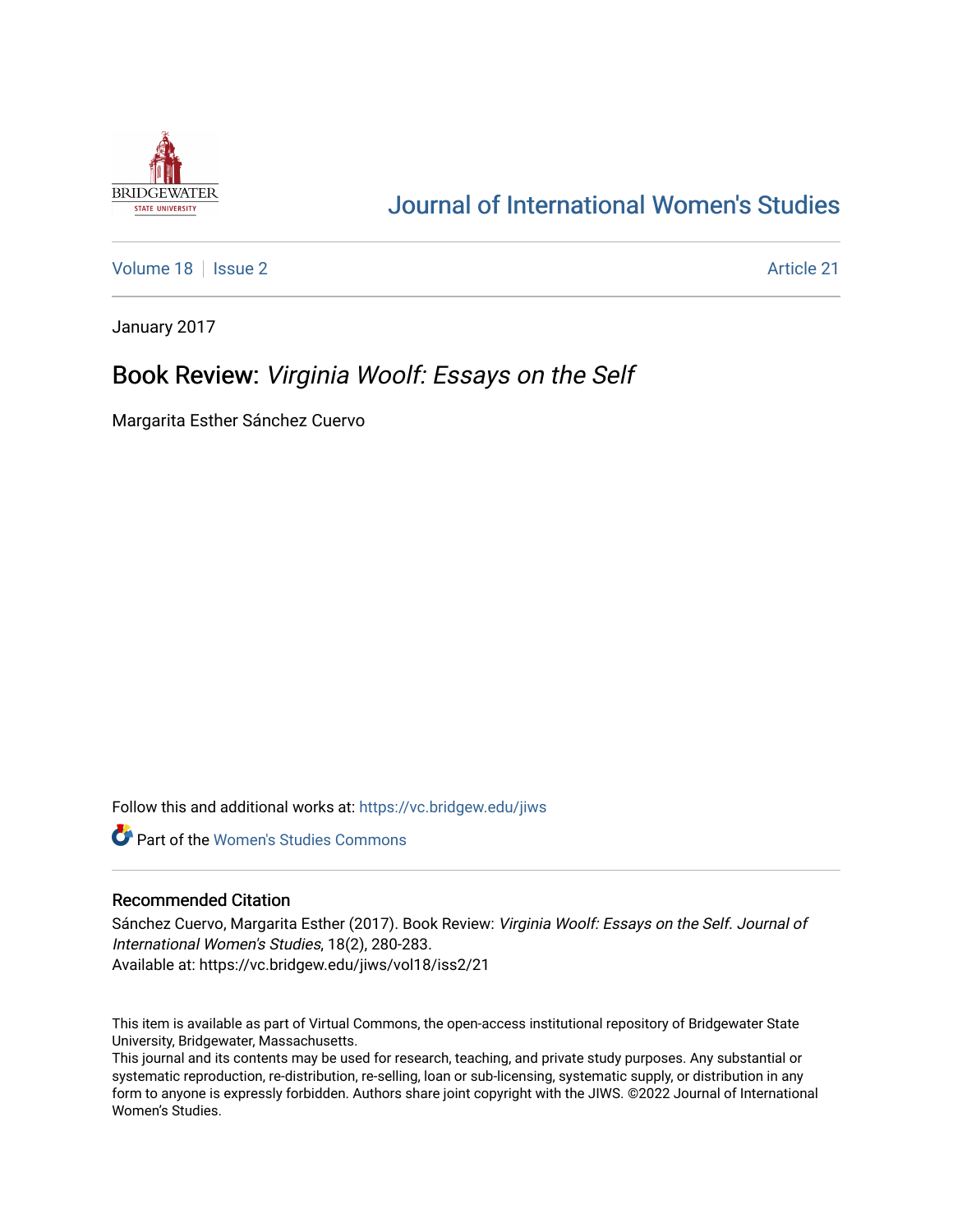# Journal of International Women's Studies

Volume 18 | Issue 2 | Article 21

January 2017

## Book Review: *Virginia Woolf: Essays on the Self*

Margarita Esther Sánchez Cuervo

Follow this and additional works at: https://vc.bridgew.edu/jiws

Part of the Women's Studies Commons

### Recommended Citation

Sánchez Cuervo, Margarita Esther (2017). Book Review: *Virginia Woolf: Essays on the Self*. *Journal of International Women's Studies*, 18(2), 280-283.
Available at: https://vc.bridgew.edu/jiws/vol18/iss2/21

This item is available as part of Virtual Commons, the open-access institutional repository of Bridgewater State University, Bridgewater, Massachusetts.
This journal and its contents may be used for research, teaching, and private study purposes. Any substantial or systematic reproduction, re-distribution, re-selling, loan or sub-licensing, systematic supply, or distribution in any form to anyone is expressly forbidden. Authors share joint copyright with the JIWS. ©2022 Journal of International Women's Studies.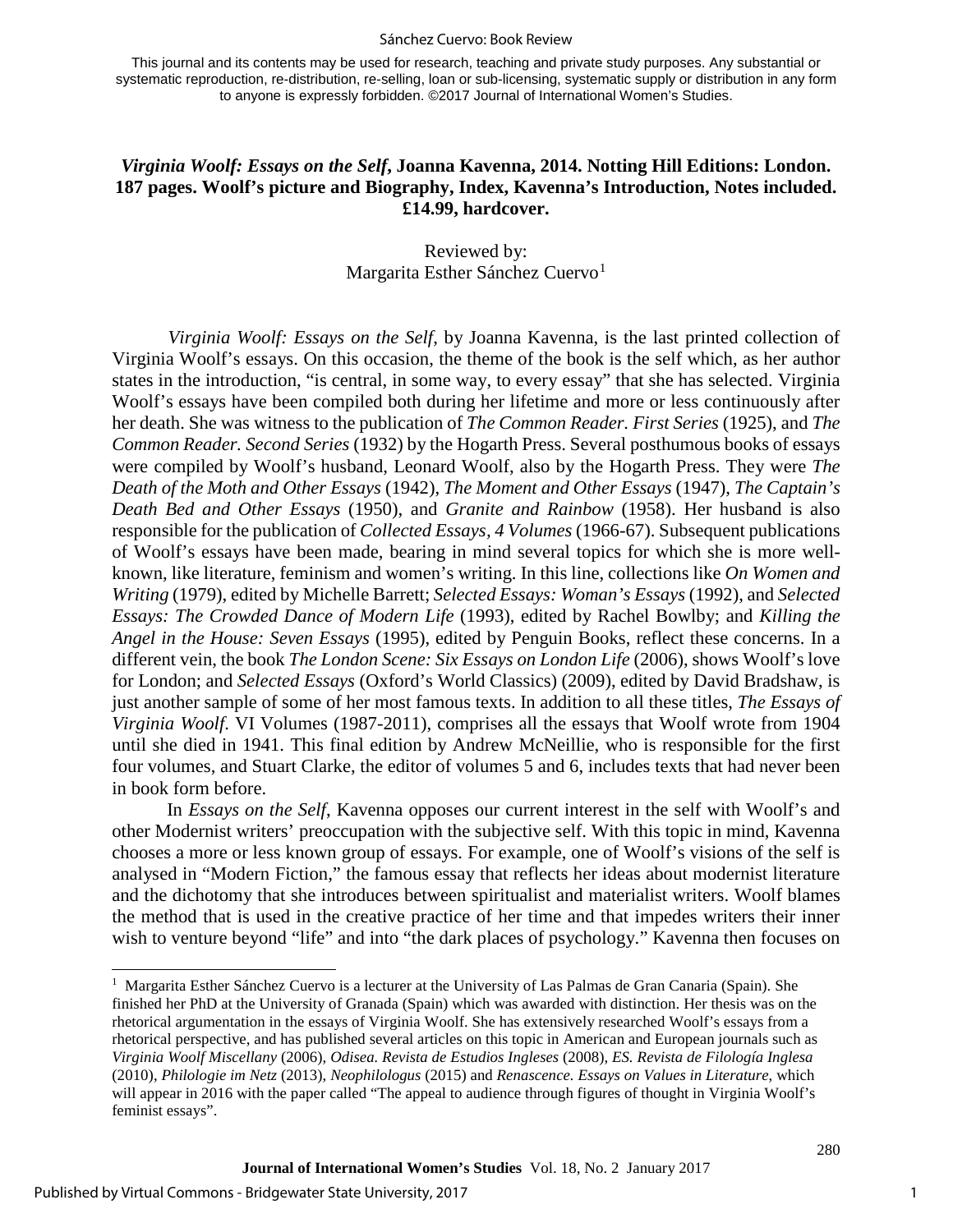This journal and its contents may be used for research, teaching and private study purposes. Any substantial or systematic reproduction, re-distribution, re-selling, loan or sub-licensing, systematic supply or distribution in any form to anyone is expressly forbidden. ©2017 Journal of International Women's Studies.

# *Virginia Woolf: Essays on the Self*, Joanna Kavenna, 2014. Notting Hill Editions: London. 187 pages. Woolf's picture and Biography, Index, Kavenna's Introduction, Notes included. £14.99, hardcover.

Reviewed by:
Margarita Esther Sánchez Cuervo[1]

*Virginia Woolf: Essays on the Self*, by Joanna Kavenna, is the last printed collection of Virginia Woolf's essays. On this occasion, the theme of the book is the self which, as her author states in the introduction, "is central, in some way, to every essay" that she has selected. Virginia Woolf's essays have been compiled both during her lifetime and more or less continuously after her death. She was witness to the publication of *The Common Reader. First Series* (1925), and *The Common Reader. Second Series* (1932) by the Hogarth Press. Several posthumous books of essays were compiled by Woolf's husband, Leonard Woolf, also by the Hogarth Press. They were *The Death of the Moth and Other Essays* (1942), *The Moment and Other Essays* (1947), *The Captain's Death Bed and Other Essays* (1950), and *Granite and Rainbow* (1958). Her husband is also responsible for the publication of *Collected Essays, 4 Volumes* (1966-67). Subsequent publications of Woolf's essays have been made, bearing in mind several topics for which she is more well-known, like literature, feminism and women's writing. In this line, collections like *On Women and Writing* (1979), edited by Michelle Barrett; *Selected Essays: Woman's Essays* (1992), and *Selected Essays: The Crowded Dance of Modern Life* (1993), edited by Rachel Bowlby; and *Killing the Angel in the House: Seven Essays* (1995), edited by Penguin Books, reflect these concerns. In a different vein, the book *The London Scene: Six Essays on London Life* (2006), shows Woolf's love for London; and *Selected Essays* (Oxford's World Classics) (2009), edited by David Bradshaw, is just another sample of some of her most famous texts. In addition to all these titles, *The Essays of Virginia Woolf*. VI Volumes (1987-2011), comprises all the essays that Woolf wrote from 1904 until she died in 1941. This final edition by Andrew McNeillie, who is responsible for the first four volumes, and Stuart Clarke, the editor of volumes 5 and 6, includes texts that had never been in book form before.

In *Essays on the Self*, Kavenna opposes our current interest in the self with Woolf's and other Modernist writers' preoccupation with the subjective self. With this topic in mind, Kavenna chooses a more or less known group of essays. For example, one of Woolf's visions of the self is analysed in "Modern Fiction," the famous essay that reflects her ideas about modernist literature and the dichotomy that she introduces between spiritualist and materialist writers. Woolf blames the method that is used in the creative practice of her time and that impedes writers their inner wish to venture beyond "life" and into "the dark places of psychology." Kavenna then focuses on

[1] Margarita Esther Sánchez Cuervo is a lecturer at the University of Las Palmas de Gran Canaria (Spain). She finished her PhD at the University of Granada (Spain) which was awarded with distinction. Her thesis was on the rhetorical argumentation in the essays of Virginia Woolf. She has extensively researched Woolf's essays from a rhetorical perspective, and has published several articles on this topic in American and European journals such as *Virginia Woolf Miscellany* (2006), *Odisea. Revista de Estudios Ingleses* (2008), *ES. Revista de Filología Inglesa* (2010), *Philologie im Netz* (2013), *Neophilologus* (2015) and *Renascence. Essays on Values in Literature*, which will appear in 2016 with the paper called "The appeal to audience through figures of thought in Virginia Woolf's feminist essays".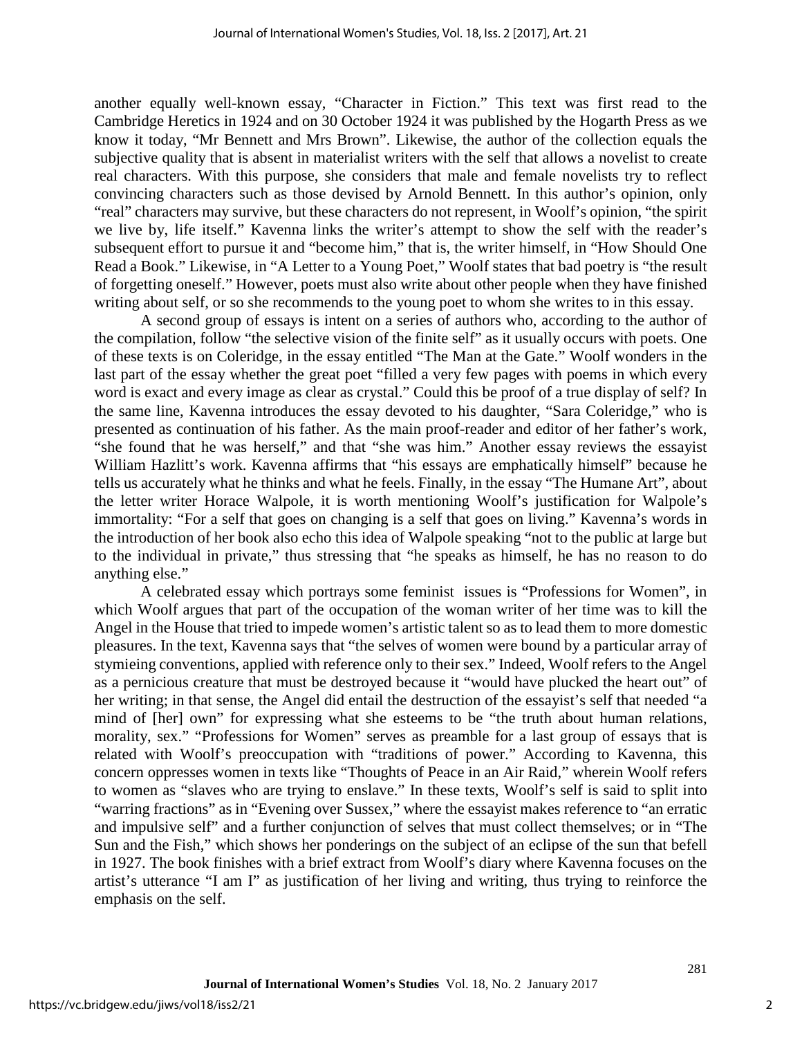another equally well-known essay, "Character in Fiction." This text was first read to the Cambridge Heretics in 1924 and on 30 October 1924 it was published by the Hogarth Press as we know it today, "Mr Bennett and Mrs Brown". Likewise, the author of the collection equals the subjective quality that is absent in materialist writers with the self that allows a novelist to create real characters. With this purpose, she considers that male and female novelists try to reflect convincing characters such as those devised by Arnold Bennett. In this author's opinion, only "real" characters may survive, but these characters do not represent, in Woolf's opinion, "the spirit we live by, life itself." Kavenna links the writer's attempt to show the self with the reader's subsequent effort to pursue it and "become him," that is, the writer himself, in "How Should One Read a Book." Likewise, in "A Letter to a Young Poet," Woolf states that bad poetry is "the result of forgetting oneself." However, poets must also write about other people when they have finished writing about self, or so she recommends to the young poet to whom she writes to in this essay.

A second group of essays is intent on a series of authors who, according to the author of the compilation, follow "the selective vision of the finite self" as it usually occurs with poets. One of these texts is on Coleridge, in the essay entitled "The Man at the Gate." Woolf wonders in the last part of the essay whether the great poet "filled a very few pages with poems in which every word is exact and every image as clear as crystal." Could this be proof of a true display of self? In the same line, Kavenna introduces the essay devoted to his daughter, "Sara Coleridge," who is presented as continuation of his father. As the main proof-reader and editor of her father's work, "she found that he was herself," and that "she was him." Another essay reviews the essayist William Hazlitt's work. Kavenna affirms that "his essays are emphatically himself" because he tells us accurately what he thinks and what he feels. Finally, in the essay "The Humane Art", about the letter writer Horace Walpole, it is worth mentioning Woolf's justification for Walpole's immortality: "For a self that goes on changing is a self that goes on living." Kavenna's words in the introduction of her book also echo this idea of Walpole speaking "not to the public at large but to the individual in private," thus stressing that "he speaks as himself, he has no reason to do anything else."

A celebrated essay which portrays some feminist issues is "Professions for Women", in which Woolf argues that part of the occupation of the woman writer of her time was to kill the Angel in the House that tried to impede women's artistic talent so as to lead them to more domestic pleasures. In the text, Kavenna says that "the selves of women were bound by a particular array of stymieing conventions, applied with reference only to their sex." Indeed, Woolf refers to the Angel as a pernicious creature that must be destroyed because it "would have plucked the heart out" of her writing; in that sense, the Angel did entail the destruction of the essayist's self that needed "a mind of [her] own" for expressing what she esteems to be "the truth about human relations, morality, sex." "Professions for Women" serves as preamble for a last group of essays that is related with Woolf's preoccupation with "traditions of power." According to Kavenna, this concern oppresses women in texts like "Thoughts of Peace in an Air Raid," wherein Woolf refers to women as "slaves who are trying to enslave." In these texts, Woolf's self is said to split into "warring fractions" as in "Evening over Sussex," where the essayist makes reference to "an erratic and impulsive self" and a further conjunction of selves that must collect themselves; or in "The Sun and the Fish," which shows her ponderings on the subject of an eclipse of the sun that befell in 1927. The book finishes with a brief extract from Woolf's diary where Kavenna focuses on the artist's utterance "I am I" as justification of her living and writing, thus trying to reinforce the emphasis on the self.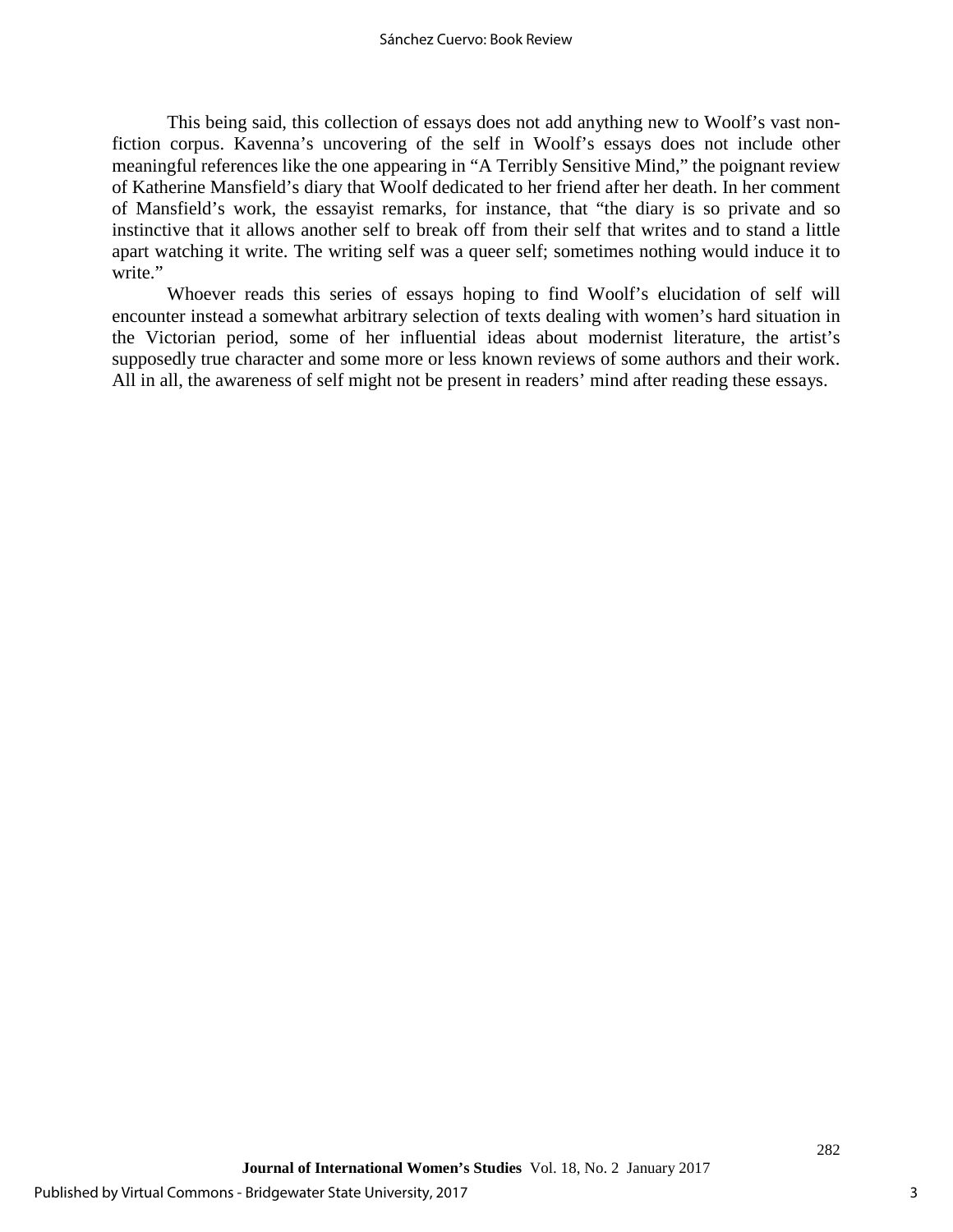This being said, this collection of essays does not add anything new to Woolf's vast non-fiction corpus. Kavenna's uncovering of the self in Woolf's essays does not include other meaningful references like the one appearing in "A Terribly Sensitive Mind," the poignant review of Katherine Mansfield's diary that Woolf dedicated to her friend after her death. In her comment of Mansfield's work, the essayist remarks, for instance, that "the diary is so private and so instinctive that it allows another self to break off from their self that writes and to stand a little apart watching it write. The writing self was a queer self; sometimes nothing would induce it to write."

Whoever reads this series of essays hoping to find Woolf's elucidation of self will encounter instead a somewhat arbitrary selection of texts dealing with women's hard situation in the Victorian period, some of her influential ideas about modernist literature, the artist's supposedly true character and some more or less known reviews of some authors and their work. All in all, the awareness of self might not be present in readers' mind after reading these essays.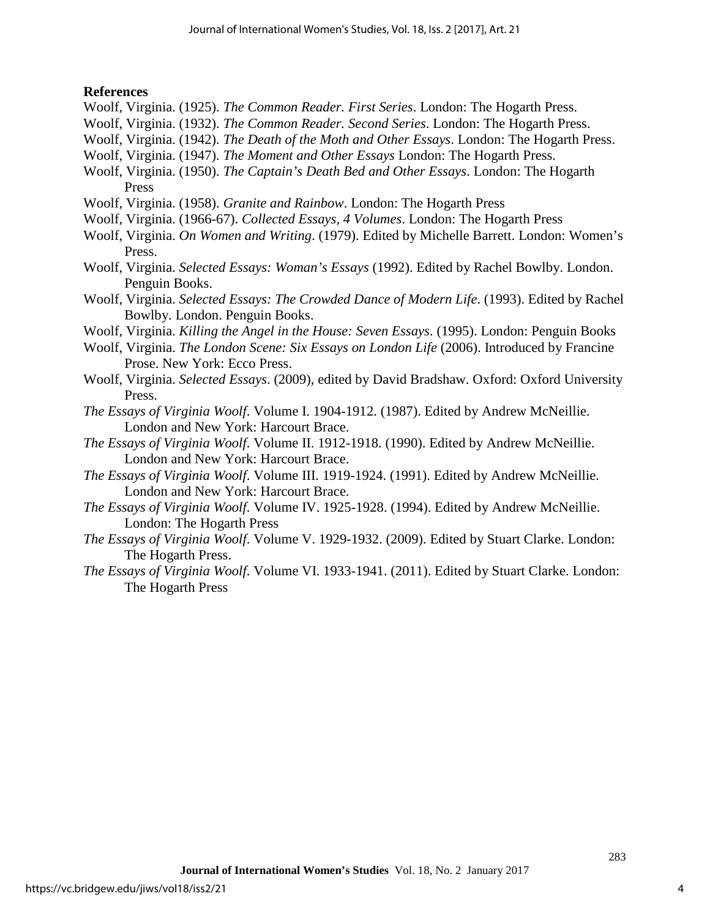**References**

Woolf, Virginia. (1925). *The Common Reader. First Series*. London: The Hogarth Press.

Woolf, Virginia. (1932). *The Common Reader. Second Series*. London: The Hogarth Press.

Woolf, Virginia. (1942). *The Death of the Moth and Other Essays*. London: The Hogarth Press.

Woolf, Virginia. (1947). *The Moment and Other Essays* London: The Hogarth Press.

Woolf, Virginia. (1950). *The Captain's Death Bed and Other Essays*. London: The Hogarth Press

Woolf, Virginia. (1958). *Granite and Rainbow*. London: The Hogarth Press

Woolf, Virginia. (1966-67). *Collected Essays, 4 Volumes*. London: The Hogarth Press

Woolf, Virginia. *On Women and Writing*. (1979). Edited by Michelle Barrett. London: Women's Press.

Woolf, Virginia. *Selected Essays: Woman's Essays* (1992). Edited by Rachel Bowlby. London. Penguin Books.

Woolf, Virginia. *Selected Essays: The Crowded Dance of Modern Life*. (1993). Edited by Rachel Bowlby. London. Penguin Books.

Woolf, Virginia. *Killing the Angel in the House: Seven Essays*. (1995). London: Penguin Books

Woolf, Virginia. *The London Scene: Six Essays on London Life* (2006). Introduced by Francine Prose. New York: Ecco Press.

Woolf, Virginia. *Selected Essays*. (2009), edited by David Bradshaw. Oxford: Oxford University Press.

*The Essays of Virginia Woolf*. Volume I. 1904-1912. (1987). Edited by Andrew McNeillie. London and New York: Harcourt Brace.

*The Essays of Virginia Woolf*. Volume II. 1912-1918. (1990). Edited by Andrew McNeillie. London and New York: Harcourt Brace.

*The Essays of Virginia Woolf*. Volume III. 1919-1924. (1991). Edited by Andrew McNeillie. London and New York: Harcourt Brace.

*The Essays of Virginia Woolf*. Volume IV. 1925-1928. (1994). Edited by Andrew McNeillie. London: The Hogarth Press

*The Essays of Virginia Woolf*. Volume V. 1929-1932. (2009). Edited by Stuart Clarke. London: The Hogarth Press.

*The Essays of Virginia Woolf*. Volume VI. 1933-1941. (2011). Edited by Stuart Clarke. London: The Hogarth Press